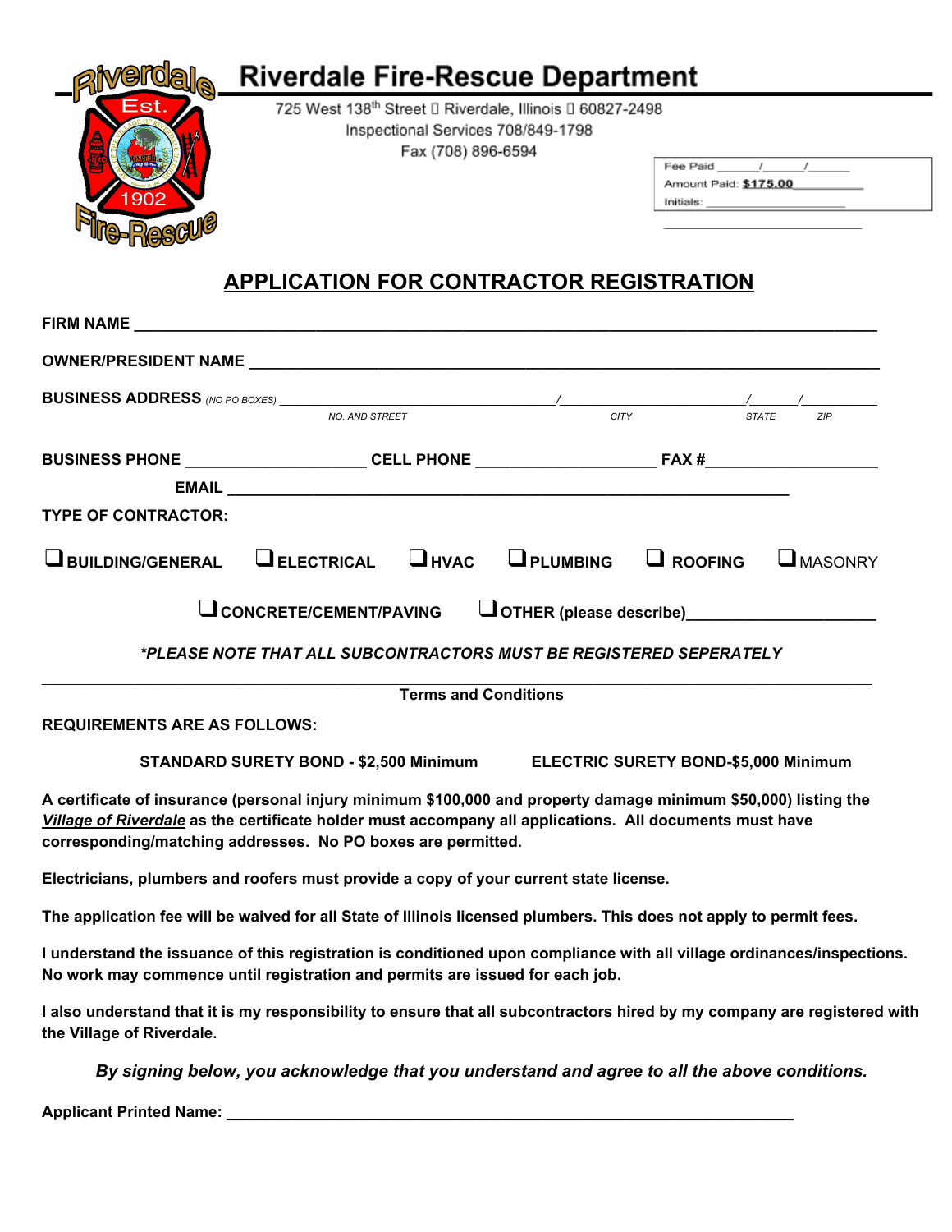# Riverdale Fire-Rescue Department

725 West 138th Street ▯ Riverdale, Illinois ▯ 60827-2498
Inspectional Services 708/849-1798
Fax (708) 896-6594

Fee Paid \_\_\_\_\_\_/\_\_\_\_\_\_/\_\_\_\_\_\_
Amount Paid: **$175.00**\_\_\_\_\_\_\_\_
Initials: \_\_\_\_\_\_\_\_\_\_\_\_\_\_\_\_\_\_\_\_

## APPLICATION FOR CONTRACTOR REGISTRATION

**FIRM NAME** \_\_\_\_\_\_\_\_\_\_\_\_\_\_\_\_\_\_\_\_\_\_\_\_\_\_\_\_\_\_\_\_\_\_\_\_\_\_\_\_\_\_\_\_\_\_\_\_\_\_\_\_\_\_\_\_

**OWNER/PRESIDENT NAME** \_\_\_\_\_\_\_\_\_\_\_\_\_\_\_\_\_\_\_\_\_\_\_\_\_\_\_\_\_\_\_\_\_\_\_\_\_\_\_\_\_\_\_\_\_\_

**BUSINESS ADDRESS** *(NO PO BOXES)* \_\_\_\_\_\_\_\_\_\_\_\_\_\_\_\_\_\_\_\_\_\_/\_\_\_\_\_\_\_\_\_\_\_\_\_\_\_\_/\_\_\_\_\_\_/\_\_\_\_\_\_\_\_
NO. AND STREET / CITY / STATE / ZIP

**BUSINESS PHONE** \_\_\_\_\_\_\_\_\_\_\_\_\_\_\_\_\_\_ **CELL PHONE** \_\_\_\_\_\_\_\_\_\_\_\_\_\_\_\_\_\_ **FAX #**\_\_\_\_\_\_\_\_\_\_\_\_\_\_\_\_\_\_

**EMAIL** \_\_\_\_\_\_\_\_\_\_\_\_\_\_\_\_\_\_\_\_\_\_\_\_\_\_\_\_\_\_\_\_\_\_\_\_\_\_\_\_\_\_\_\_\_\_\_\_\_\_\_\_

**TYPE OF CONTRACTOR:**

☐ **BUILDING/GENERAL** ☐ **ELECTRICAL** ☐ **HVAC** ☐ **PLUMBING** ☐ **ROOFING** ☐ MASONRY

☐ **CONCRETE/CEMENT/PAVING** ☐ **OTHER (please describe)**\_\_\_\_\_\_\_\_\_\_\_\_\_\_\_\_\_\_\_\_\_\_

***\*PLEASE NOTE THAT ALL SUBCONTRACTORS MUST BE REGISTERED SEPERATELY***

---

**Terms and Conditions**

**REQUIREMENTS ARE AS FOLLOWS:**

**STANDARD SURETY BOND - $2,500 Minimum** **ELECTRIC SURETY BOND-$5,000 Minimum**

**A certificate of insurance (personal injury minimum $100,000 and property damage minimum $50,000) listing the *Village of Riverdale* as the certificate holder must accompany all applications. All documents must have corresponding/matching addresses. No PO boxes are permitted.**

**Electricians, plumbers and roofers must provide a copy of your current state license.**

**The application fee will be waived for all State of Illinois licensed plumbers. This does not apply to permit fees.**

**I understand the issuance of this registration is conditioned upon compliance with all village ordinances/inspections. No work may commence until registration and permits are issued for each job.**

**I also understand that it is my responsibility to ensure that all subcontractors hired by my company are registered with the Village of Riverdale.**

***By signing below, you acknowledge that you understand and agree to all the above conditions.***

**Applicant Printed Name:** \_\_\_\_\_\_\_\_\_\_\_\_\_\_\_\_\_\_\_\_\_\_\_\_\_\_\_\_\_\_\_\_\_\_\_\_\_\_\_\_\_\_\_\_\_\_\_\_\_\_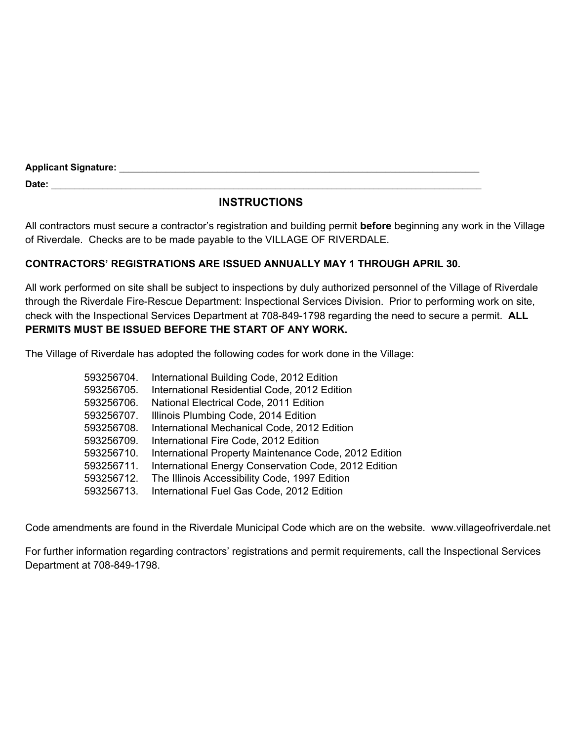**Applicant Signature:** ___________________________________________________________________________

**Date:** ___________________________________________________________________________________________

## INSTRUCTIONS

All contractors must secure a contractor's registration and building permit **before** beginning any work in the Village of Riverdale. Checks are to be made payable to the VILLAGE OF RIVERDALE.

**CONTRACTORS' REGISTRATIONS ARE ISSUED ANNUALLY MAY 1 THROUGH APRIL 30.**

All work performed on site shall be subject to inspections by duly authorized personnel of the Village of Riverdale through the Riverdale Fire-Rescue Department: Inspectional Services Division. Prior to performing work on site, check with the Inspectional Services Department at 708-849-1798 regarding the need to secure a permit. **ALL PERMITS MUST BE ISSUED BEFORE THE START OF ANY WORK.**

The Village of Riverdale has adopted the following codes for work done in the Village:

593256704. International Building Code, 2012 Edition
593256705. International Residential Code, 2012 Edition
593256706. National Electrical Code, 2011 Edition
593256707. Illinois Plumbing Code, 2014 Edition
593256708. International Mechanical Code, 2012 Edition
593256709. International Fire Code, 2012 Edition
593256710. International Property Maintenance Code, 2012 Edition
593256711. International Energy Conservation Code, 2012 Edition
593256712. The Illinois Accessibility Code, 1997 Edition
593256713. International Fuel Gas Code, 2012 Edition

Code amendments are found in the Riverdale Municipal Code which are on the website. www.villageofriverdale.net

For further information regarding contractors' registrations and permit requirements, call the Inspectional Services Department at 708-849-1798.